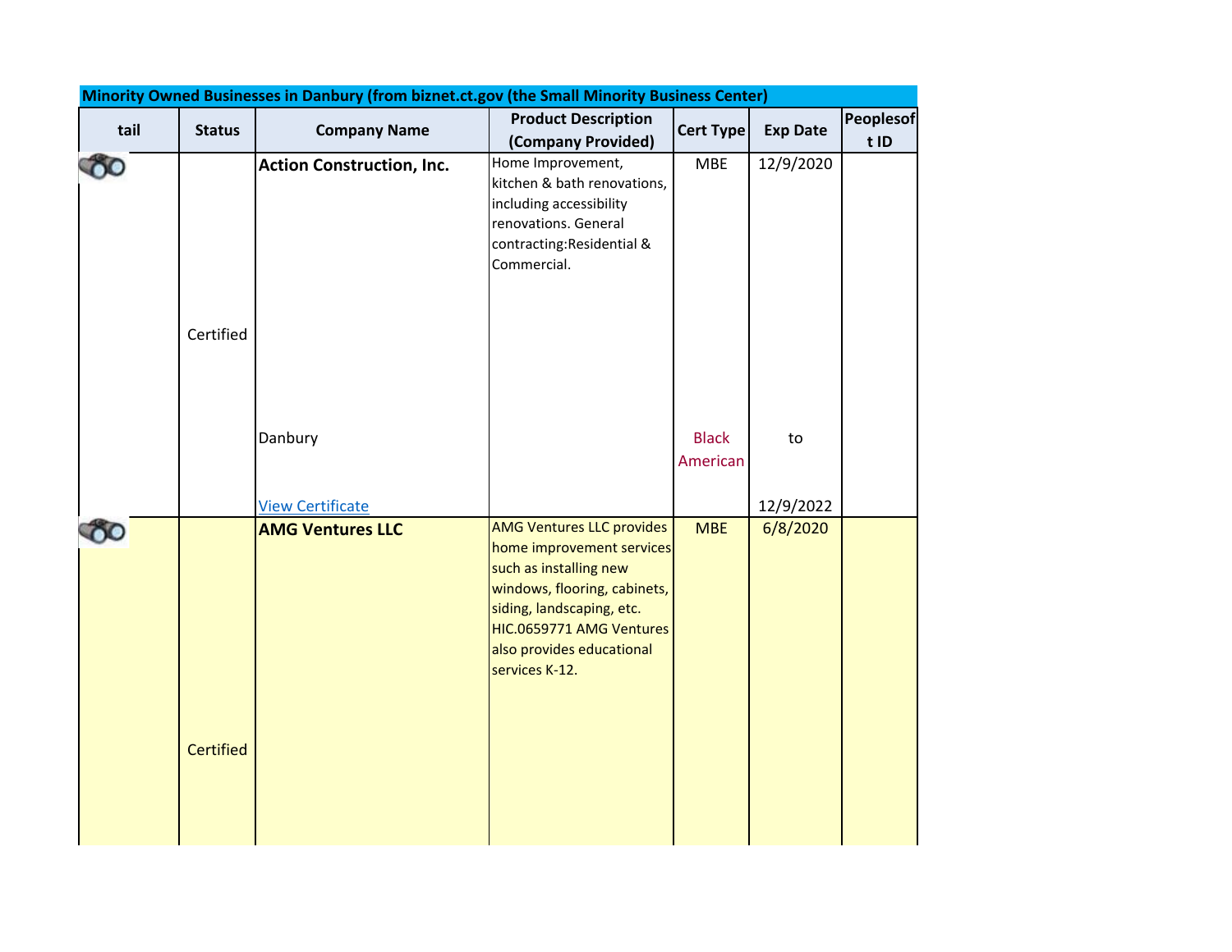| Minority Owned Businesses in Danbury (from biznet.ct.gov (the Small Minority Business Center) | | | | | | |
|---|---|---|---|---|---|---|
| tail | Status | Company Name | Product Description (Company Provided) | Cert Type | Exp Date | Peoplesoft ID |
| | Certified | **Action Construction, Inc.** Danbury View Certificate | Home Improvement, kitchen & bath renovations, including accessibility renovations. General contracting:Residential & Commercial. | MBE Black American | 12/9/2020 to 12/9/2022 | |
| | Certified | **AMG Ventures LLC** | AMG Ventures LLC provides home improvement services such as installing new windows, flooring, cabinets, siding, landscaping, etc. HIC.0659771 AMG Ventures also provides educational services K-12. | MBE | 6/8/2020 | |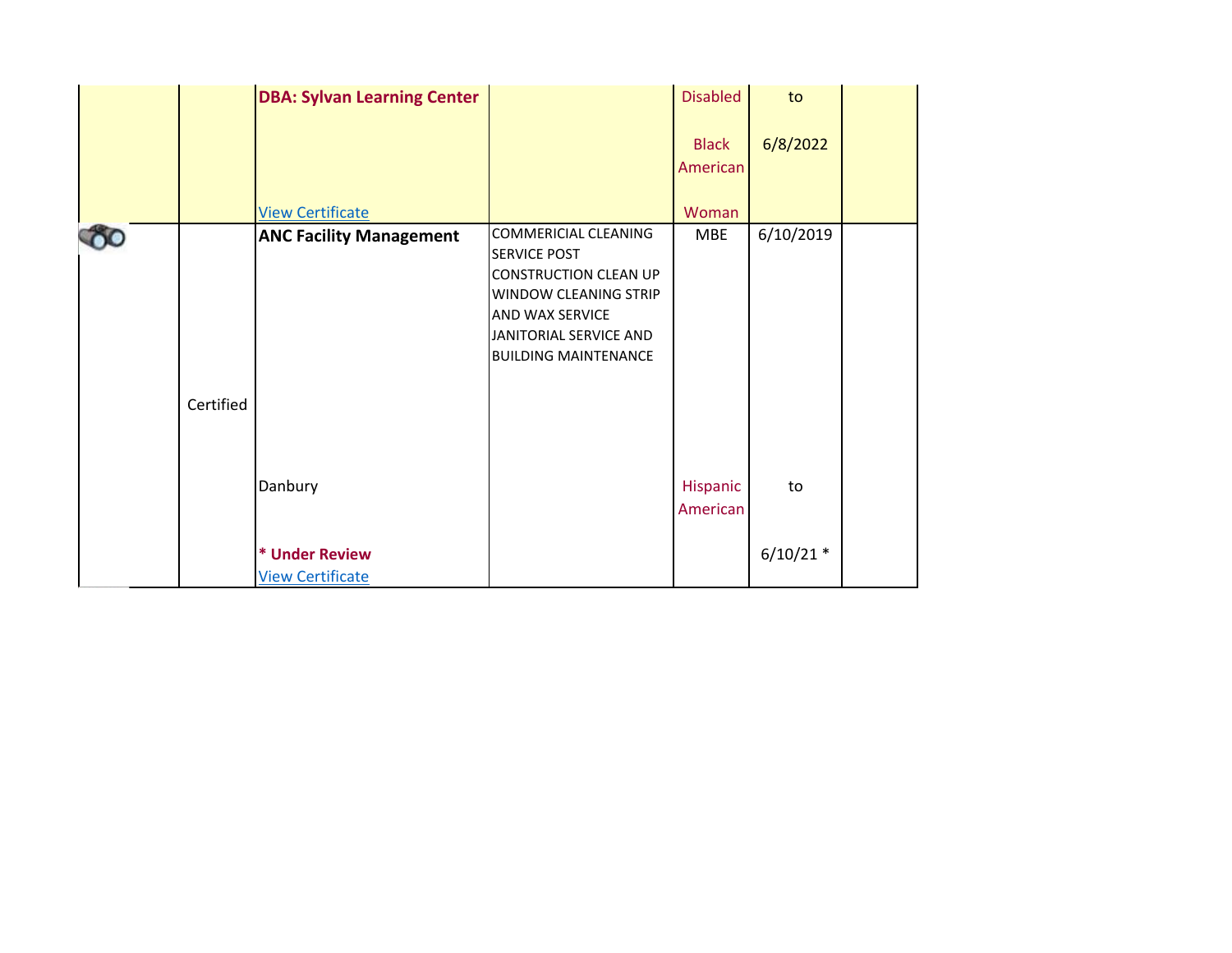|  |  |  |  |  |  |  |
|---|---|---|---|---|---|---|
|  |  | **DBA: Sylvan Learning Center** View Certificate |  | Disabled Black American Woman | to 6/8/2022 |  |
|  | Certified | **ANC Facility Management** Danbury **\* Under Review** View Certificate | COMMERICIAL CLEANING SERVICE POST CONSTRUCTION CLEAN UP WINDOW CLEANING STRIP AND WAX SERVICE JANITORIAL SERVICE AND BUILDING MAINTENANCE | MBE Hispanic American | 6/10/2019 to 6/10/21 * |  |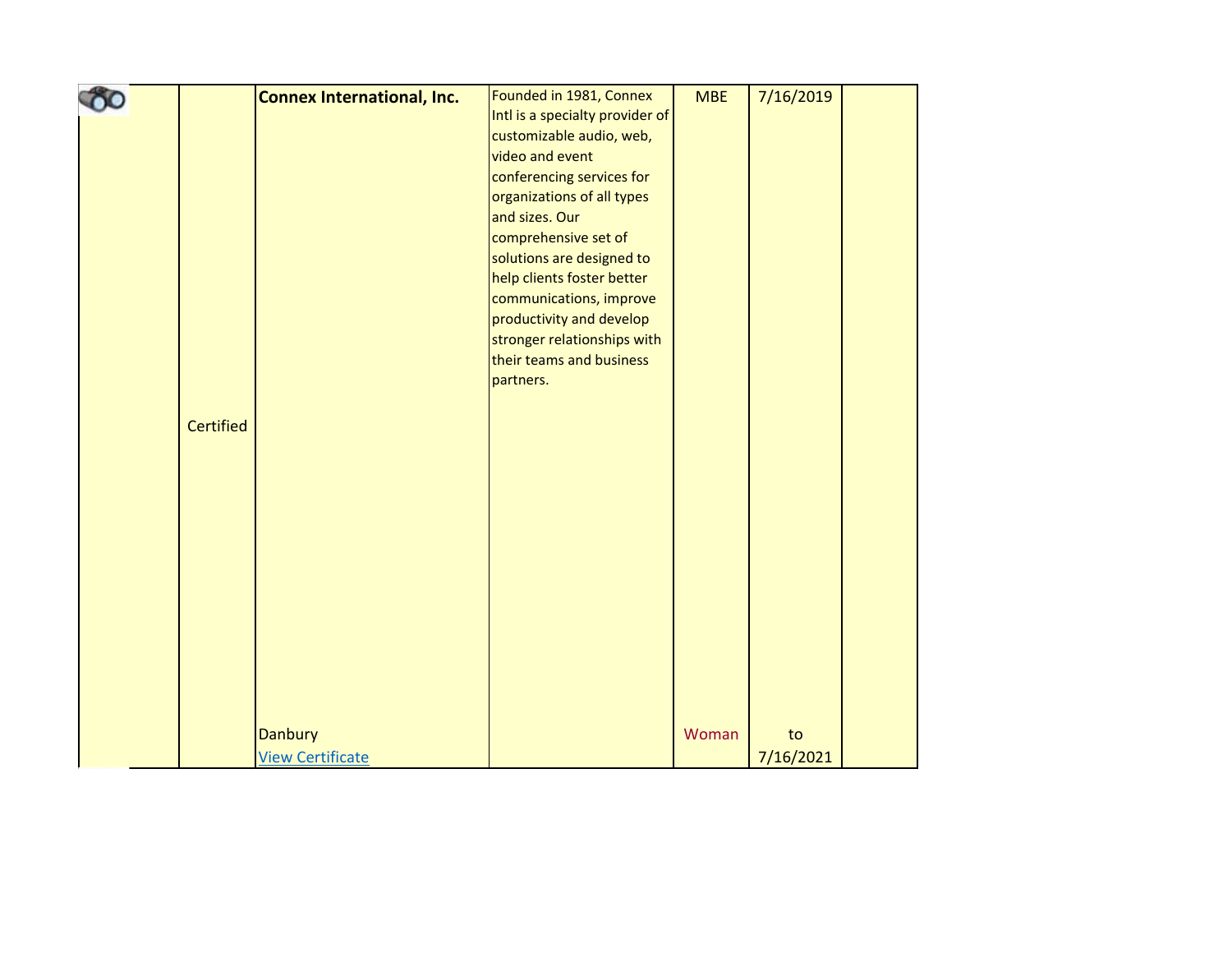| | | | | | | |
|---|---|---|---|---|---|---|
| | Certified | **Connex International, Inc.**<br>Danbury<br>View Certificate | Founded in 1981, Connex Intl is a specialty provider of customizable audio, web, video and event conferencing services for organizations of all types and sizes. Our comprehensive set of solutions are designed to help clients foster better communications, improve productivity and develop stronger relationships with their teams and business partners. | MBE<br>Woman | 7/16/2019<br>to<br>7/16/2021 | |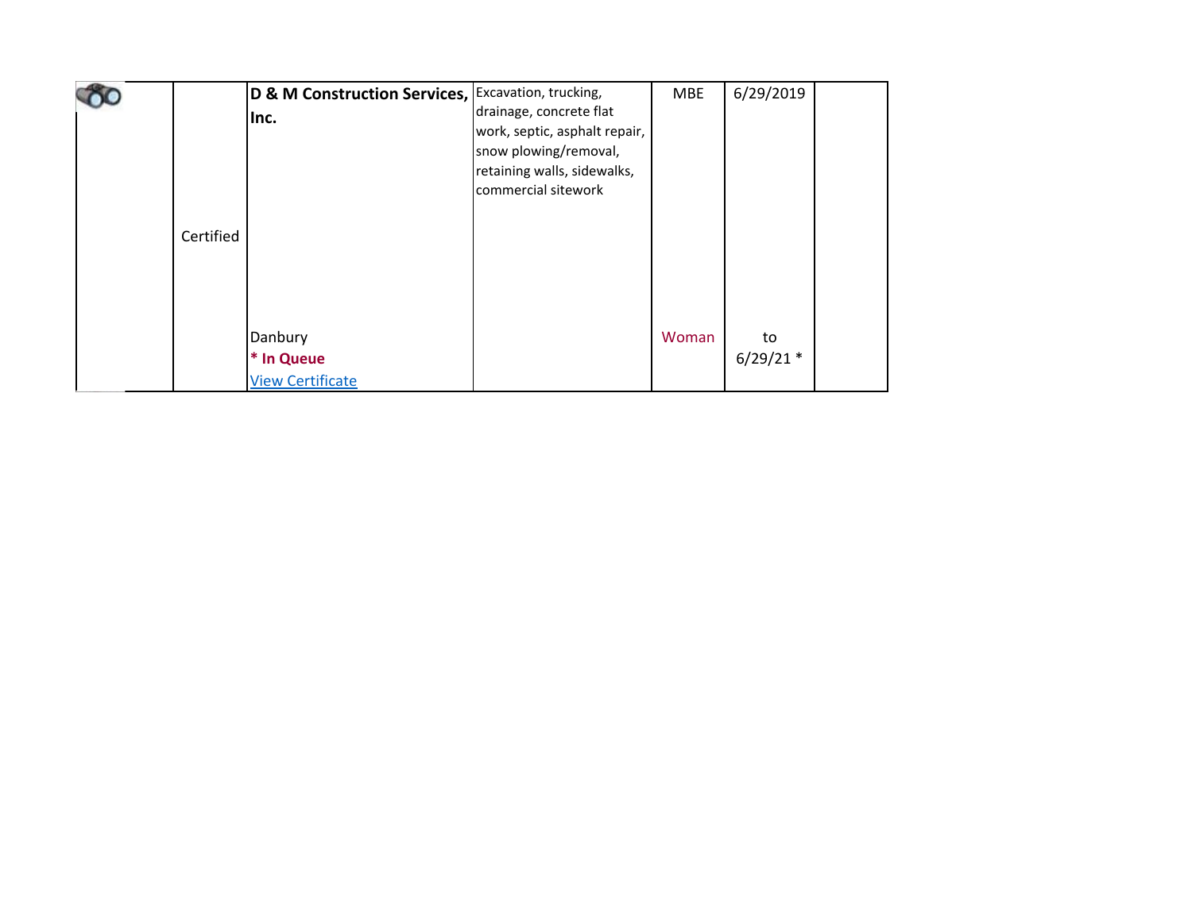|  | Certified | **D & M Construction Services, Inc.**<br>Danbury<br>**\* In Queue**<br>View Certificate | Excavation, trucking, drainage, concrete flat work, septic, asphalt repair, snow plowing/removal, retaining walls, sidewalks, commercial sitework | MBE<br>Woman | 6/29/2019<br>to<br>6/29/21 * |  |
|---|---|---|---|---|---|---|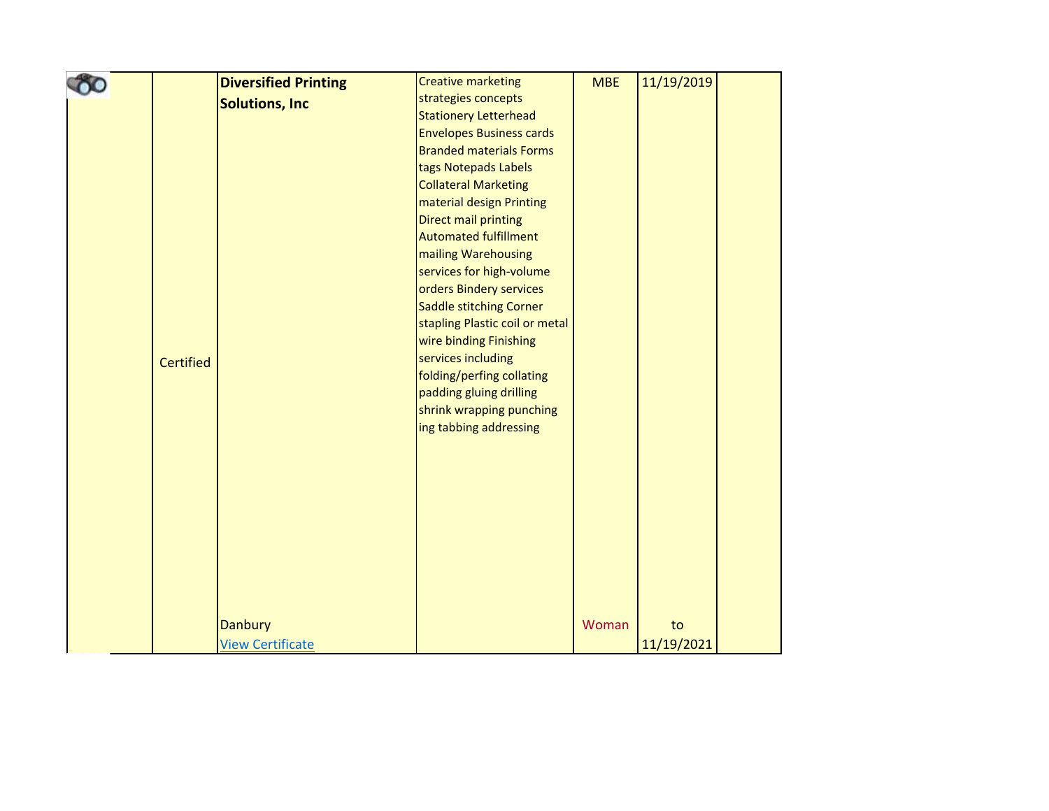| | | | | | | |
|---|---|---|---|---|---|---|
| | Certified | **Diversified Printing Solutions, Inc**<br><br>Danbury<br>View Certificate | Creative marketing strategies concepts Stationery Letterhead Envelopes Business cards Branded materials Forms tags Notepads Labels Collateral Marketing material design Printing Direct mail printing Automated fulfillment mailing Warehousing services for high-volume orders Bindery services Saddle stitching Corner stapling Plastic coil or metal wire binding Finishing services including folding/perfing collating padding gluing drilling shrink wrapping punching ing tabbing addressing | MBE<br><br>Woman | 11/19/2019<br><br>to<br>11/19/2021 | |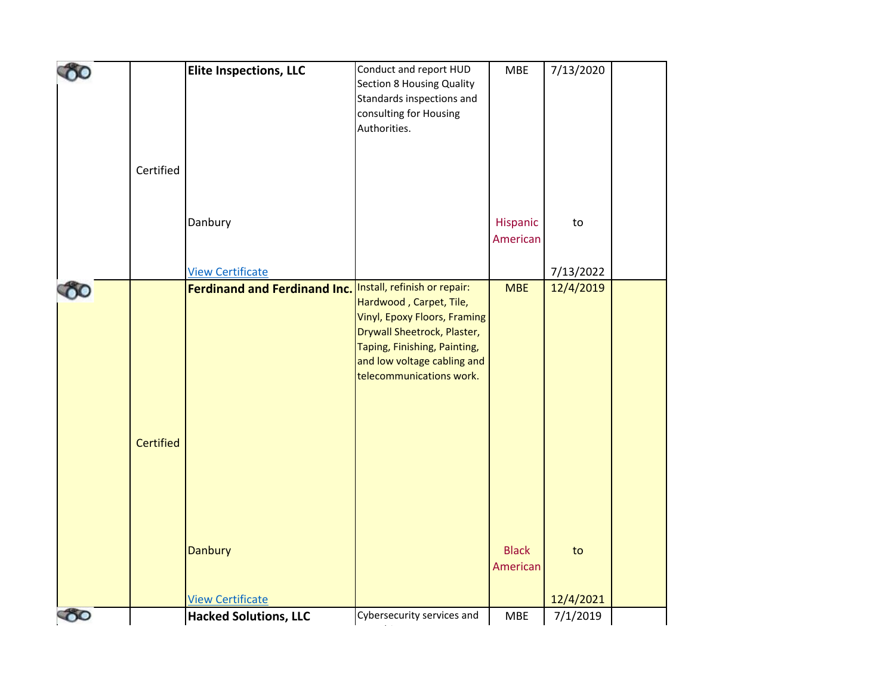| | | | | | | |
|---|---|---|---|---|---|---|
| | Certified | **Elite Inspections, LLC**<br>Danbury<br>View Certificate | Conduct and report HUD Section 8 Housing Quality Standards inspections and consulting for Housing Authorities. | MBE<br>Hispanic American | 7/13/2020<br>to<br>7/13/2022 | |
| | Certified | **Ferdinand and Ferdinand Inc.**<br>Danbury<br>View Certificate | Install, refinish or repair: Hardwood , Carpet, Tile, Vinyl, Epoxy Floors, Framing Drywall Sheetrock, Plaster, Taping, Finishing, Painting, and low voltage cabling and telecommunications work. | MBE<br>Black American | 12/4/2019<br>to<br>12/4/2021 | |
| | | **Hacked Solutions, LLC** | Cybersecurity services and | MBE | 7/1/2019 | |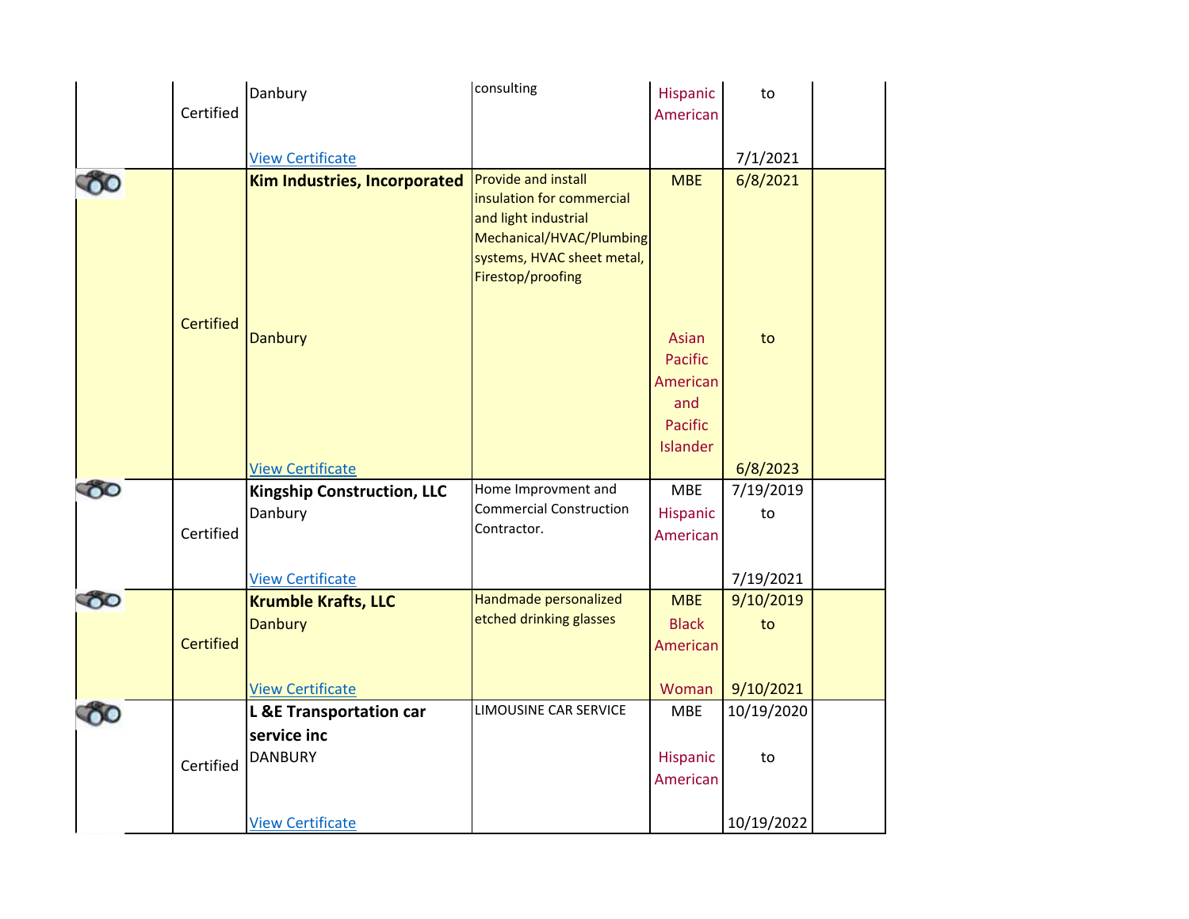| | | | | | | |
|---|---|---|---|---|---|---|
| | Certified | Danbury<br><br>View Certificate | consulting | Hispanic American | to<br><br>7/1/2021 | |
| | Certified | **Kim Industries, Incorporated**<br><br>Danbury<br><br>View Certificate | Provide and install insulation for commercial and light industrial Mechanical/HVAC/Plumbing systems, HVAC sheet metal, Firestop/proofing | MBE<br><br>Asian Pacific American and Pacific Islander | 6/8/2021<br><br>to<br><br>6/8/2023 | |
| | Certified | **Kingship Construction, LLC**<br>Danbury<br><br>View Certificate | Home Improvment and Commercial Construction Contractor. | MBE<br>Hispanic American | 7/19/2019<br>to<br><br>7/19/2021 | |
| | Certified | **Krumble Krafts, LLC**<br>Danbury<br><br>View Certificate | Handmade personalized etched drinking glasses | MBE<br>Black American<br><br>Woman | 9/10/2019<br>to<br><br>9/10/2021 | |
| | Certified | **L &E Transportation car service inc**<br>DANBURY<br><br>View Certificate | LIMOUSINE CAR SERVICE | MBE<br><br>Hispanic American | 10/19/2020<br><br>to<br><br>10/19/2022 | |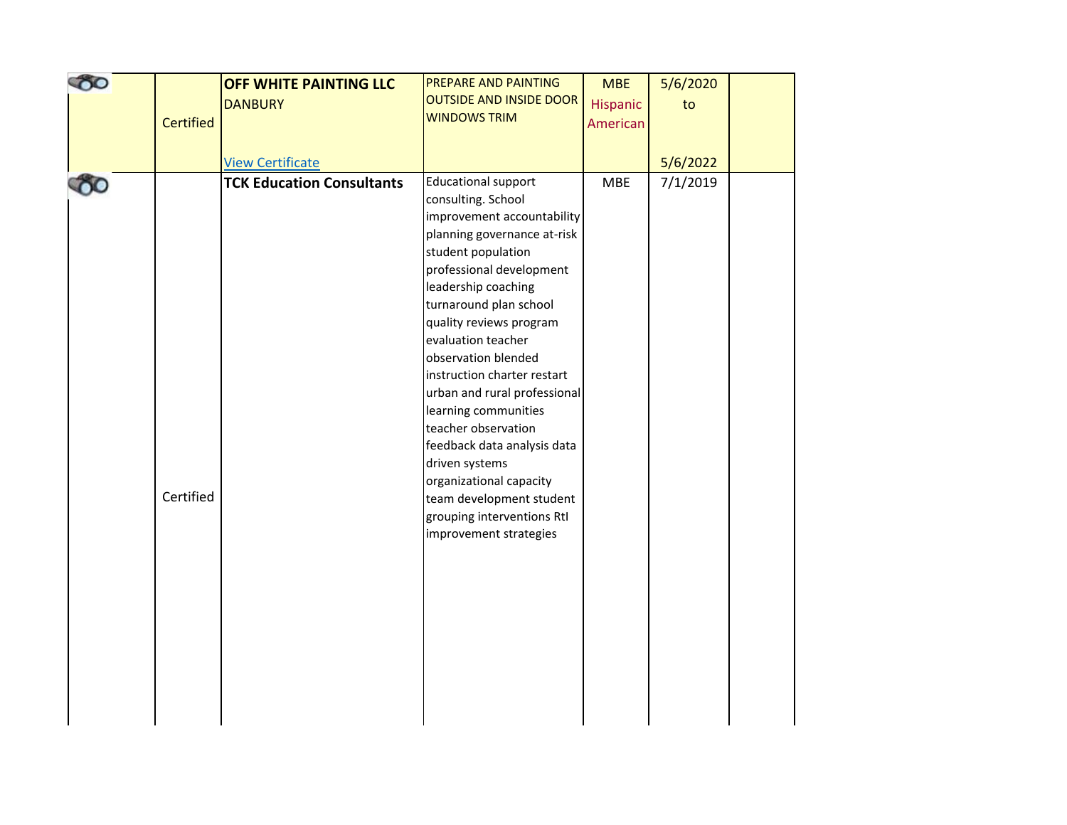| | | | | | | |
|---|---|---|---|---|---|---|
| | Certified | **OFF WHITE PAINTING LLC**<br>DANBURY<br><br>View Certificate | PREPARE AND PAINTING OUTSIDE AND INSIDE DOOR WINDOWS TRIM | MBE<br>Hispanic American | 5/6/2020<br>to<br><br>5/6/2022 | |
| | Certified | **TCK Education Consultants** | Educational support consulting. School improvement accountability planning governance at-risk student population professional development leadership coaching turnaround plan school quality reviews program evaluation teacher observation blended instruction charter restart urban and rural professional learning communities teacher observation feedback data analysis data driven systems organizational capacity team development student grouping interventions RtI improvement strategies | MBE | 7/1/2019 | |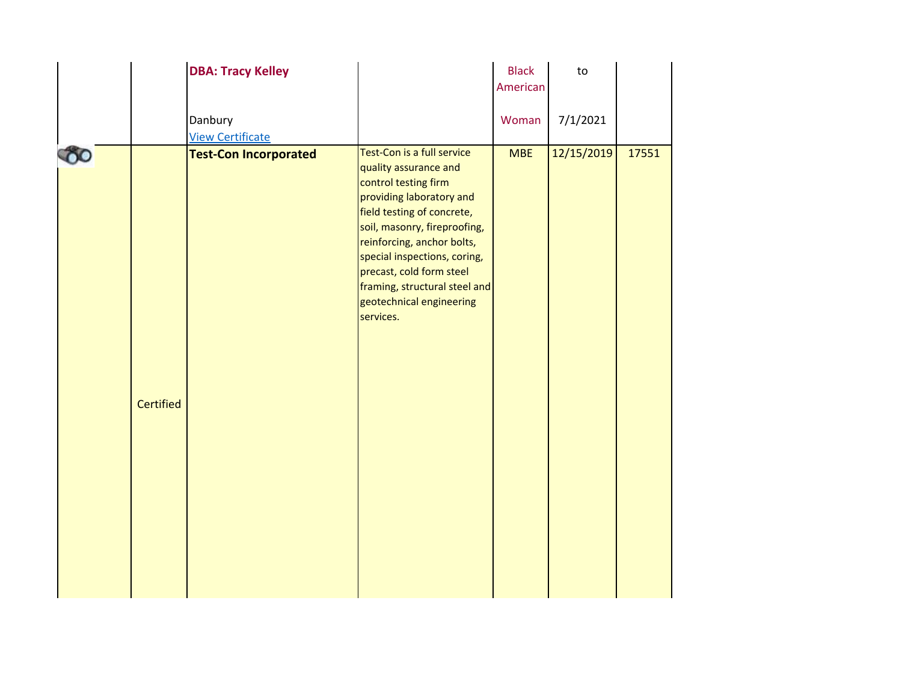|  |  |  |  |  |  |  |
|---|---|---|---|---|---|---|
|  |  | **DBA: Tracy Kelley**<br><br>Danbury<br>View Certificate |  | Black American Woman | to<br><br>7/1/2021 |  |
|  | Certified | **Test-Con Incorporated** | Test-Con is a full service quality assurance and control testing firm providing laboratory and field testing of concrete, soil, masonry, fireproofing, reinforcing, anchor bolts, special inspections, coring, precast, cold form steel framing, structural steel and geotechnical engineering services. | MBE | 12/15/2019 | 17551 |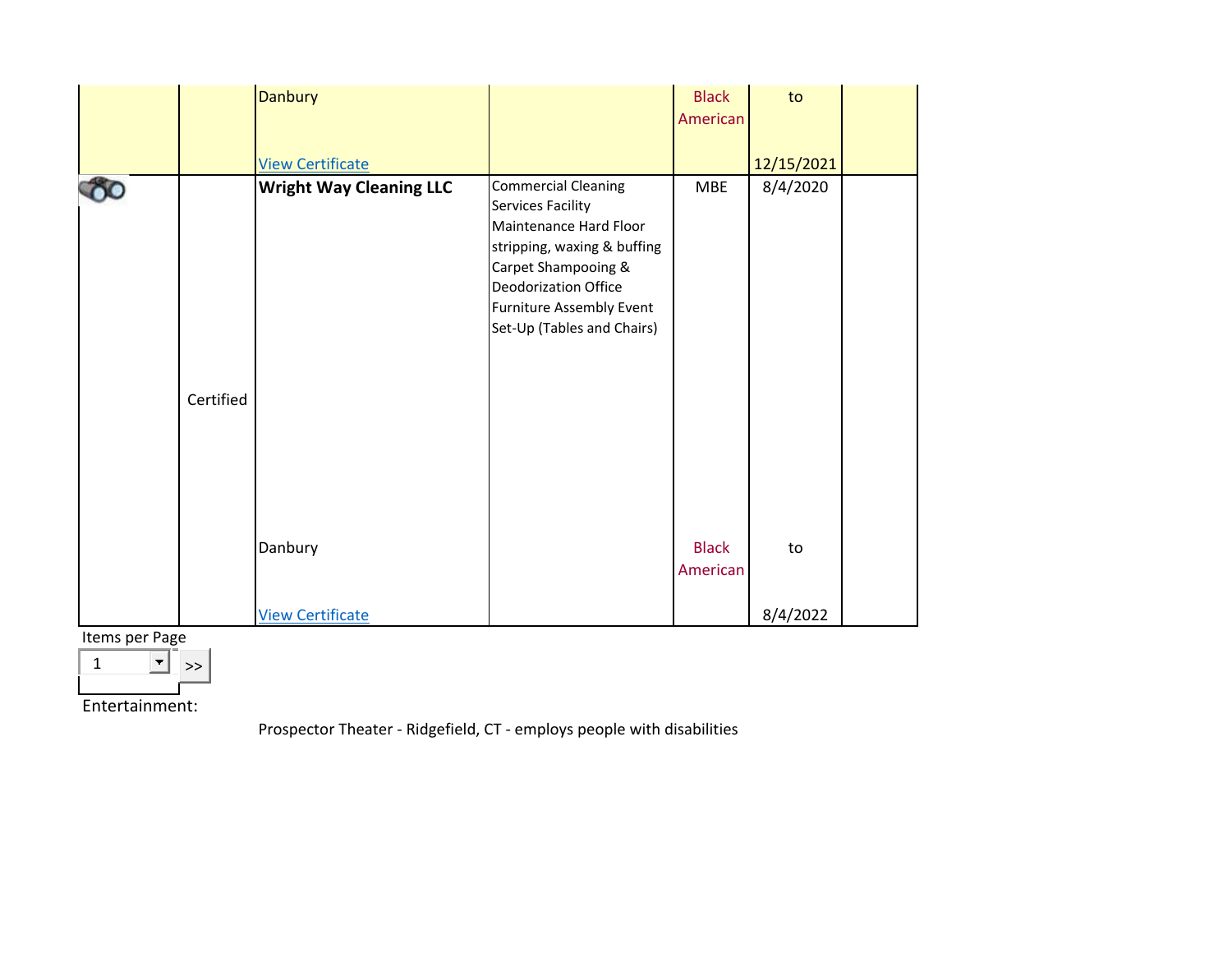| | | | | | | |
|---|---|---|---|---|---|---|
| | | Danbury<br><br>View Certificate | | Black American | to<br><br>12/15/2021 | |
| | Certified | **Wright Way Cleaning LLC**<br><br>Danbury<br><br>View Certificate | Commercial Cleaning Services Facility Maintenance Hard Floor stripping, waxing & buffing Carpet Shampooing & Deodorization Office Furniture Assembly Event Set-Up (Tables and Chairs) | MBE<br><br>Black American | 8/4/2020<br><br>to<br><br>8/4/2022 | |

Items per Page

1 >>

Entertainment:

Prospector Theater - Ridgefield, CT - employs people with disabilities